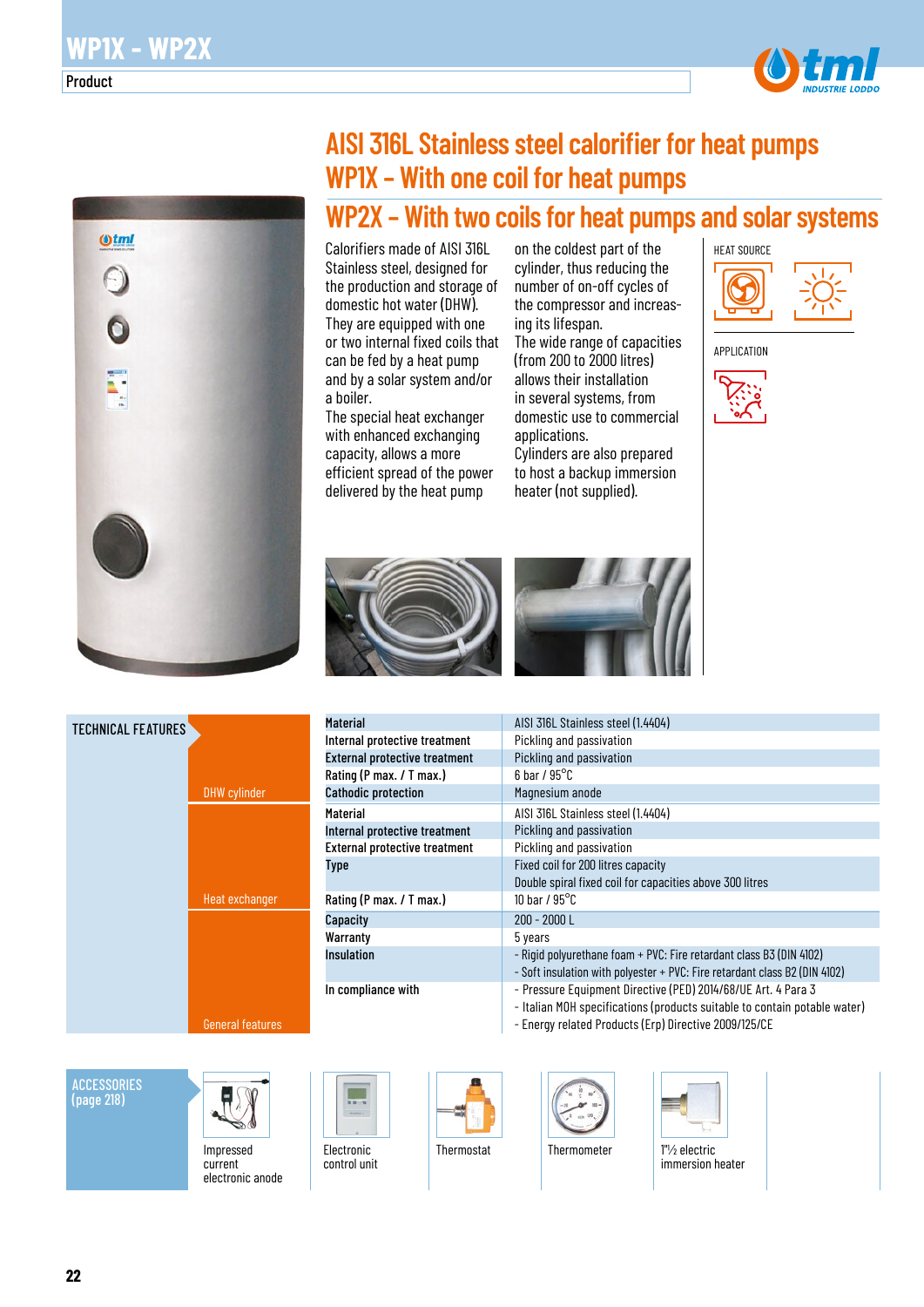# WP1X - WP2X

Product

## AISI 316L Stainless steel calorifier for heat pumps
## WP1X - With one coil for heat pumps
## WP2X - With two coils for heat pumps and solar systems

Calorifiers made of AISI 316L Stainless steel, designed for the production and storage of domestic hot water (DHW). They are equipped with one or two internal fixed coils that can be fed by a heat pump and by a solar system and/or a boiler.
The special heat exchanger with enhanced exchanging capacity, allows a more efficient spread of the power delivered by the heat pump on the coldest part of the cylinder, thus reducing the number of on-off cycles of the compressor and increasing its lifespan.
The wide range of capacities (from 200 to 2000 litres) allows their installation in several systems, from domestic use to commercial applications.
Cylinders are also prepared to host a backup immersion heater (not supplied).

HEAT SOURCE

APPLICATION

## TECHNICAL FEATURES

| Section | Feature | Value |
|---|---|---|
| DHW cylinder | **Material** | AISI 316L Stainless steel (1.4404) |
| | **Internal protective treatment** | Pickling and passivation |
| | **External protective treatment** | Pickling and passivation |
| | **Rating (P max. / T max.)** | 6 bar / 95°C |
| | **Cathodic protection** | Magnesium anode |
| Heat exchanger | **Material** | AISI 316L Stainless steel (1.4404) |
| | **Internal protective treatment** | Pickling and passivation |
| | **External protective treatment** | Pickling and passivation |
| | **Type** | Fixed coil for 200 litres capacity<br>Double spiral fixed coil for capacities above 300 litres |
| | **Rating (P max. / T max.)** | 10 bar / 95°C |
| General features | **Capacity** | 200 - 2000 L |
| | **Warranty** | 5 years |
| | **Insulation** | - Rigid polyurethane foam + PVC: Fire retardant class B3 (DIN 4102)<br>- Soft insulation with polyester + PVC: Fire retardant class B2 (DIN 4102) |
| | **In compliance with** | - Pressure Equipment Directive (PED) 2014/68/UE Art. 4 Para 3<br>- Italian MOH specifications (products suitable to contain potable water)<br>- Energy related Products (Erp) Directive 2009/125/CE |

## ACCESSORIES (page 218)

- Impressed current electronic anode
- Electronic control unit
- Thermostat
- Thermometer
- 1"½ electric immersion heater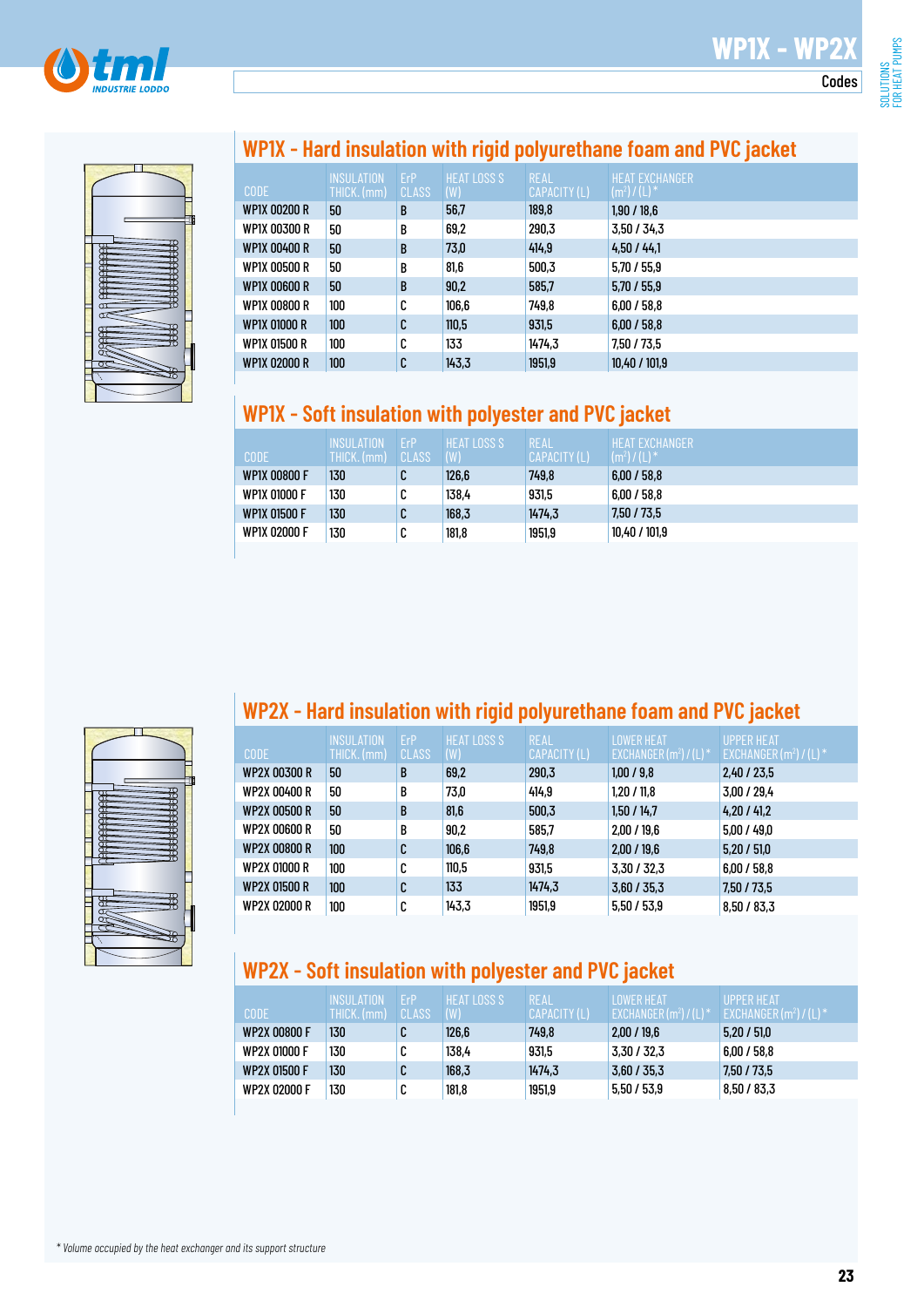# WP1X - WP2X

Codes

## WP1X - Hard insulation with rigid polyurethane foam and PVC jacket

| CODE | INSULATION THICK. (mm) | ErP CLASS | HEAT LOSS S (W) | REAL CAPACITY (L) | HEAT EXCHANGER ($m^2$) / (L) * |
|---|---|---|---|---|---|
| WP1X 00200 R | 50 | B | 56,7 | 189,8 | 1,90 / 18,6 |
| WP1X 00300 R | 50 | B | 69,2 | 290,3 | 3,50 / 34,3 |
| WP1X 00400 R | 50 | B | 73,0 | 414,9 | 4,50 / 44,1 |
| WP1X 00500 R | 50 | B | 81,6 | 500,3 | 5,70 / 55,9 |
| WP1X 00600 R | 50 | B | 90,2 | 585,7 | 5,70 / 55,9 |
| WP1X 00800 R | 100 | C | 106,6 | 749,8 | 6,00 / 58,8 |
| WP1X 01000 R | 100 | C | 110,5 | 931,5 | 6,00 / 58,8 |
| WP1X 01500 R | 100 | C | 133 | 1474,3 | 7,50 / 73,5 |
| WP1X 02000 R | 100 | C | 143,3 | 1951,9 | 10,40 / 101,9 |

## WP1X - Soft insulation with polyester and PVC jacket

| CODE | INSULATION THICK. (mm) | ErP CLASS | HEAT LOSS S (W) | REAL CAPACITY (L) | HEAT EXCHANGER ($m^2$) / (L) * |
|---|---|---|---|---|---|
| WP1X 00800 F | 130 | C | 126,6 | 749,8 | 6,00 / 58,8 |
| WP1X 01000 F | 130 | C | 138,4 | 931,5 | 6,00 / 58,8 |
| WP1X 01500 F | 130 | C | 168,3 | 1474,3 | 7,50 / 73,5 |
| WP1X 02000 F | 130 | C | 181,8 | 1951,9 | 10,40 / 101,9 |

## WP2X - Hard insulation with rigid polyurethane foam and PVC jacket

| CODE | INSULATION THICK. (mm) | ErP CLASS | HEAT LOSS S (W) | REAL CAPACITY (L) | LOWER HEAT EXCHANGER ($m^2$) / (L) * | UPPER HEAT EXCHANGER ($m^2$) / (L) * |
|---|---|---|---|---|---|---|
| WP2X 00300 R | 50 | B | 69,2 | 290,3 | 1,00 / 9,8 | 2,40 / 23,5 |
| WP2X 00400 R | 50 | B | 73,0 | 414,9 | 1,20 / 11,8 | 3,00 / 29,4 |
| WP2X 00500 R | 50 | B | 81,6 | 500,3 | 1,50 / 14,7 | 4,20 / 41,2 |
| WP2X 00600 R | 50 | B | 90,2 | 585,7 | 2,00 / 19,6 | 5,00 / 49,0 |
| WP2X 00800 R | 100 | C | 106,6 | 749,8 | 2,00 / 19,6 | 5,20 / 51,0 |
| WP2X 01000 R | 100 | C | 110,5 | 931,5 | 3,30 / 32,3 | 6,00 / 58,8 |
| WP2X 01500 R | 100 | C | 133 | 1474,3 | 3,60 / 35,3 | 7,50 / 73,5 |
| WP2X 02000 R | 100 | C | 143,3 | 1951,9 | 5,50 / 53,9 | 8,50 / 83,3 |

## WP2X - Soft insulation with polyester and PVC jacket

| CODE | INSULATION THICK. (mm) | ErP CLASS | HEAT LOSS S (W) | REAL CAPACITY (L) | LOWER HEAT EXCHANGER ($m^2$) / (L) * | UPPER HEAT EXCHANGER ($m^2$) / (L) * |
|---|---|---|---|---|---|---|
| WP2X 00800 F | 130 | C | 126,6 | 749,8 | 2,00 / 19,6 | 5,20 / 51,0 |
| WP2X 01000 F | 130 | C | 138,4 | 931,5 | 3,30 / 32,3 | 6,00 / 58,8 |
| WP2X 01500 F | 130 | C | 168,3 | 1474,3 | 3,60 / 35,3 | 7,50 / 73,5 |
| WP2X 02000 F | 130 | C | 181,8 | 1951,9 | 5,50 / 53,9 | 8,50 / 83,3 |

*\* Volume occupied by the heat exchanger and its support structure*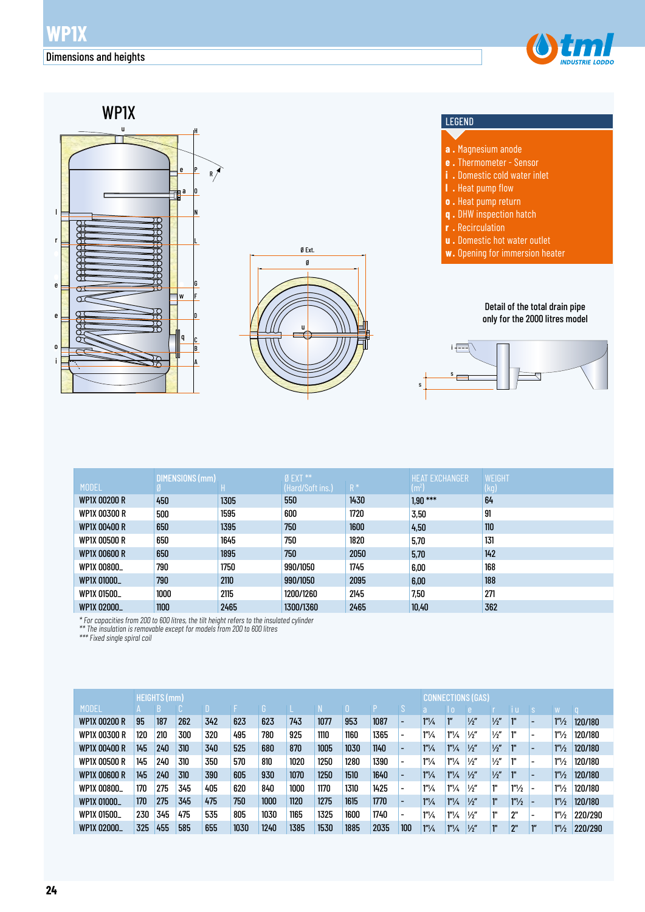# WP1X

## Dimensions and heights

### WP1X

**LEGEND**

- **a .** Magnesium anode
- **e .** Thermometer - Sensor
- **i .** Domestic cold water inlet
- **l .** Heat pump flow
- **o .** Heat pump return
- **q .** DHW inspection hatch
- **r .** Recirculation
- **u .** Domestic hot water outlet
- **w.** Opening for immersion heater

Detail of the total drain pipe only for the 2000 litres model

| MODEL | DIMENSIONS (mm) Ø | H | Ø EXT ** (Hard/Soft ins.) | R * | HEAT EXCHANGER ($m^2$) | WEIGHT (kg) |
|---|---|---|---|---|---|---|
| WP1X 00200 R | 450 | 1305 | 550 | 1430 | 1,90 *** | 64 |
| WP1X 00300 R | 500 | 1595 | 600 | 1720 | 3,50 | 91 |
| WP1X 00400 R | 650 | 1395 | 750 | 1600 | 4,50 | 110 |
| WP1X 00500 R | 650 | 1645 | 750 | 1820 | 5,70 | 131 |
| WP1X 00600 R | 650 | 1895 | 750 | 2050 | 5,70 | 142 |
| WP1X 00800_ | 790 | 1750 | 990/1050 | 1745 | 6,00 | 168 |
| WP1X 01000_ | 790 | 2110 | 990/1050 | 2095 | 6,00 | 188 |
| WP1X 01500_ | 1000 | 2115 | 1200/1260 | 2145 | 7,50 | 271 |
| WP1X 02000_ | 1100 | 2465 | 1300/1360 | 2465 | 10,40 | 362 |

*\* For capacities from 200 to 600 litres, the tilt height refers to the insulated cylinder*
*\*\* The insulation is removable except for models from 200 to 600 litres*
*\*\*\* Fixed single spiral coil*

| MODEL | HEIGHTS (mm) A | B | C | D | F | G | L | N | O | P | S | CONNECTIONS (GAS) a | l o | e | r | i u | s | w | q |
|---|---|---|---|---|---|---|---|---|---|---|---|---|---|---|---|---|---|---|---|
| WP1X 00200 R | 95 | 187 | 262 | 342 | 623 | 623 | 743 | 1077 | 953 | 1087 | - | 1"¼ | 1" | ½" | ½" | 1" | - | 1"½ | 120/180 |
| WP1X 00300 R | 120 | 210 | 300 | 320 | 495 | 780 | 925 | 1110 | 1160 | 1365 | - | 1"¼ | 1"¼ | ½" | ½" | 1" | - | 1"½ | 120/180 |
| WP1X 00400 R | 145 | 240 | 310 | 340 | 525 | 680 | 870 | 1005 | 1030 | 1140 | - | 1"¼ | 1"¼ | ½" | ½" | 1" | - | 1"½ | 120/180 |
| WP1X 00500 R | 145 | 240 | 310 | 350 | 570 | 810 | 1020 | 1250 | 1280 | 1390 | - | 1"¼ | 1"¼ | ½" | ½" | 1" | - | 1"½ | 120/180 |
| WP1X 00600 R | 145 | 240 | 310 | 390 | 605 | 930 | 1070 | 1250 | 1510 | 1640 | - | 1"¼ | 1"¼ | ½" | ½" | 1" | - | 1"½ | 120/180 |
| WP1X 00800_ | 170 | 275 | 345 | 405 | 620 | 840 | 1000 | 1170 | 1310 | 1425 | - | 1"¼ | 1"¼ | ½" | 1" | 1"½ | - | 1"½ | 120/180 |
| WP1X 01000_ | 170 | 275 | 345 | 475 | 750 | 1000 | 1120 | 1275 | 1615 | 1770 | - | 1"¼ | 1"¼ | ½" | 1" | 1"½ | - | 1"½ | 120/180 |
| WP1X 01500_ | 230 | 345 | 475 | 535 | 805 | 1030 | 1165 | 1325 | 1600 | 1740 | - | 1"¼ | 1"¼ | ½" | 1" | 2" | - | 1"½ | 220/290 |
| WP1X 02000_ | 325 | 455 | 585 | 655 | 1030 | 1240 | 1385 | 1530 | 1885 | 2035 | 100 | 1"¼ | 1"¼ | ½" | 1" | 2" | 1" | 1"½ | 220/290 |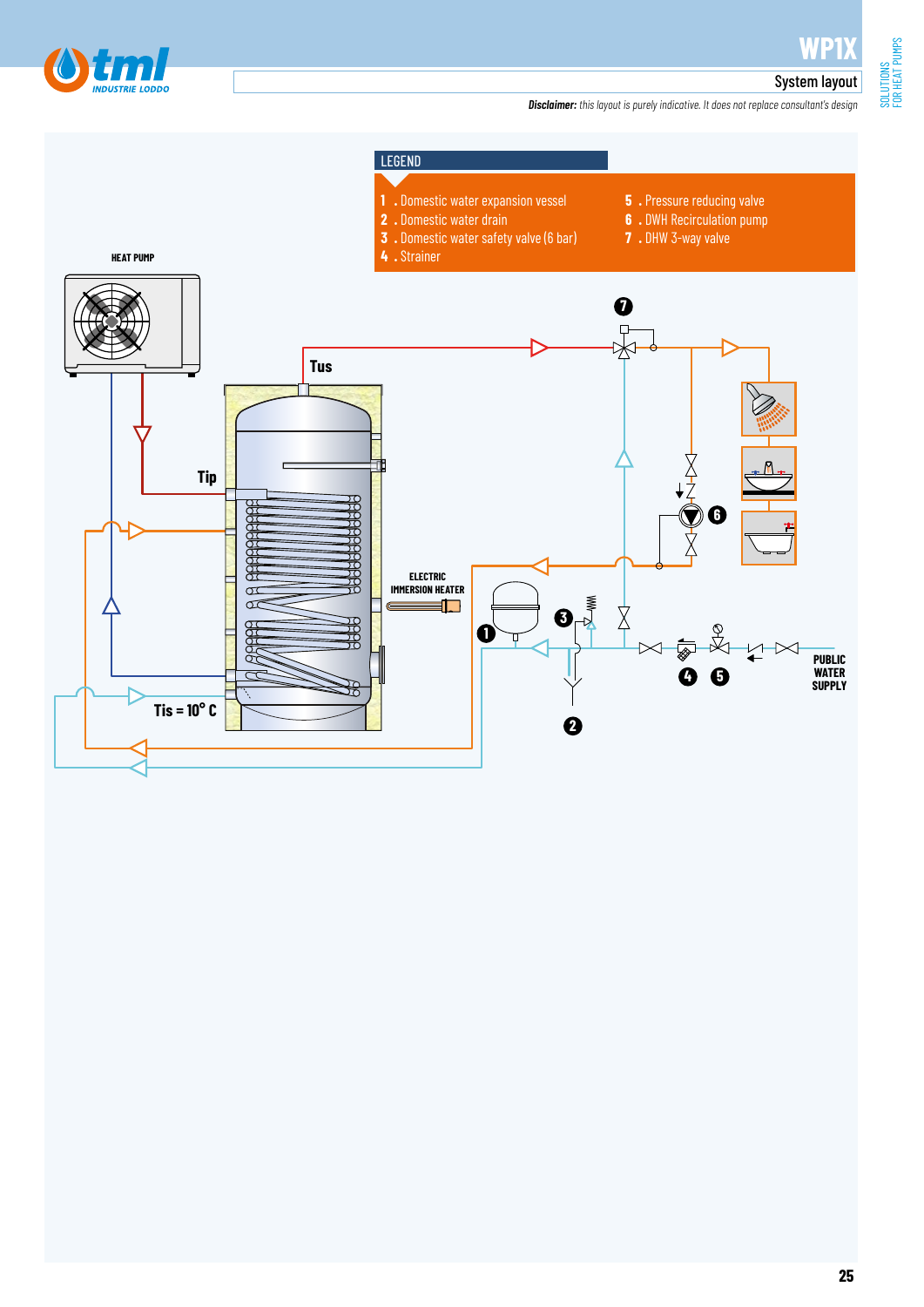# WP1X

## System layout

***Disclaimer:*** *this layout is purely indicative. It does not replace consultant's design*

### LEGEND

1. Domestic water expansion vessel
2. Domestic water drain
3. Domestic water safety valve (6 bar)
4. Strainer
5. Pressure reducing valve
6. DWH Recirculation pump
7. DHW 3-way valve

HEAT PUMP

Tus

Tip

ELECTRIC IMMERSION HEATER

Tis = 10° C

PUBLIC WATER SUPPLY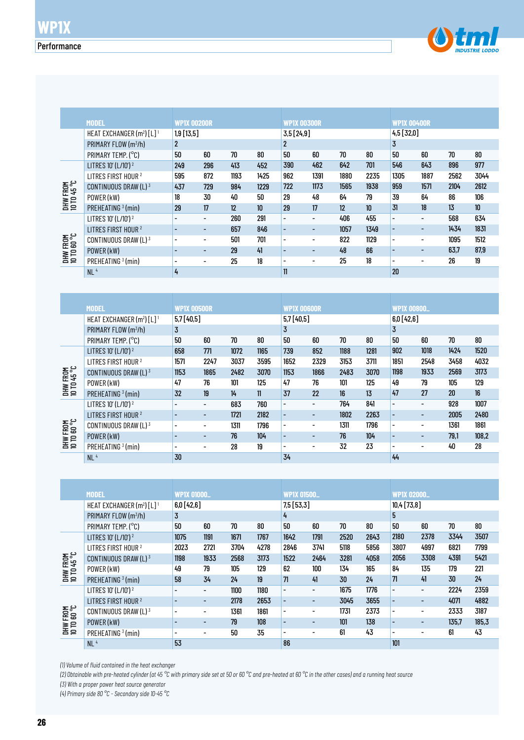# WP1X

## Performance

| | MODEL | WP1X 00200R | | | | WP1X 00300R | | | | WP1X 00400R | | | |
|---|---|---|---|---|---|---|---|---|---|---|---|---|---|
| | HEAT EXCHANGER (m²) [L] [1] | 1,9 [13,5] | | | | 3,5 [24,9] | | | | 4,5 [32,0] | | | |
| | PRIMARY FLOW (m³/h) | 2 | | | | 2 | | | | 3 | | | |
| | PRIMARY TEMP. (°C) | 50 | 60 | 70 | 80 | 50 | 60 | 70 | 80 | 50 | 60 | 70 | 80 |
| DHW FROM 10 TO 45 °C | LITRES 10' (L/10') [2] | 249 | 296 | 413 | 452 | 390 | 462 | 642 | 701 | 546 | 643 | 896 | 977 |
| | LITRES FIRST HOUR [2] | 595 | 872 | 1193 | 1425 | 962 | 1391 | 1880 | 2235 | 1305 | 1887 | 2562 | 3044 |
| | CONTINUOUS DRAW (L) [3] | 437 | 729 | 984 | 1229 | 722 | 1173 | 1565 | 1938 | 959 | 1571 | 2104 | 2612 |
| | POWER (kW) | 18 | 30 | 40 | 50 | 29 | 48 | 64 | 79 | 39 | 64 | 86 | 106 |
| | PREHEATING [3] (min) | 29 | 17 | 12 | 10 | 29 | 17 | 12 | 10 | 31 | 18 | 13 | 10 |
| DHW FROM 10 TO 60 °C | LITRES 10' (L/10') [2] | - | - | 260 | 291 | - | - | 406 | 455 | - | - | 568 | 634 |
| | LITRES FIRST HOUR [2] | - | - | 657 | 846 | - | - | 1057 | 1349 | - | - | 1434 | 1831 |
| | CONTINUOUS DRAW (L) [3] | - | - | 501 | 701 | - | - | 822 | 1129 | - | - | 1095 | 1512 |
| | POWER (kW) | - | - | 29 | 41 | - | - | 48 | 66 | - | - | 63,7 | 87,9 |
| | PREHEATING [3] (min) | - | - | 25 | 18 | - | - | 25 | 18 | - | - | 26 | 19 |
| | NL [4] | 4 | | | | 11 | | | | 20 | | | |

| | MODEL | WP1X 00500R | | | | WP1X 00600R | | | | WP1X 00800_ | | | |
|---|---|---|---|---|---|---|---|---|---|---|---|---|---|
| | HEAT EXCHANGER (m²) [L] [1] | 5,7 [40,5] | | | | 5,7 [40,5] | | | | 6,0 [42,6] | | | |
| | PRIMARY FLOW (m³/h) | 3 | | | | 3 | | | | 3 | | | |
| | PRIMARY TEMP. (°C) | 50 | 60 | 70 | 80 | 50 | 60 | 70 | 80 | 50 | 60 | 70 | 80 |
| DHW FROM 10 TO 45 °C | LITRES 10' (L/10') [2] | 658 | 771 | 1072 | 1165 | 739 | 852 | 1188 | 1281 | 902 | 1018 | 1424 | 1520 |
| | LITRES FIRST HOUR [2] | 1571 | 2247 | 3037 | 3595 | 1652 | 2329 | 3153 | 3711 | 1851 | 2548 | 3458 | 4032 |
| | CONTINUOUS DRAW (L) [3] | 1153 | 1865 | 2482 | 3070 | 1153 | 1866 | 2483 | 3070 | 1198 | 1933 | 2569 | 3173 |
| | POWER (kW) | 47 | 76 | 101 | 125 | 47 | 76 | 101 | 125 | 49 | 79 | 105 | 129 |
| | PREHEATING [3] (min) | 32 | 19 | 14 | 11 | 37 | 22 | 16 | 13 | 47 | 27 | 20 | 16 |
| DHW FROM 10 TO 60 °C | LITRES 10' (L/10') [2] | - | - | 683 | 760 | - | - | 764 | 841 | - | - | 928 | 1007 |
| | LITRES FIRST HOUR [2] | - | - | 1721 | 2182 | - | - | 1802 | 2263 | - | - | 2005 | 2480 |
| | CONTINUOUS DRAW (L) [3] | - | - | 1311 | 1796 | - | - | 1311 | 1796 | - | - | 1361 | 1861 |
| | POWER (kW) | - | - | 76 | 104 | - | - | 76 | 104 | - | - | 79,1 | 108,2 |
| | PREHEATING [3] (min) | - | - | 28 | 19 | - | - | 32 | 23 | - | - | 40 | 28 |
| | NL [4] | 30 | | | | 34 | | | | 44 | | | |

| | MODEL | WP1X 01000_ | | | | WP1X 01500_ | | | | WP1X 02000_ | | | |
|---|---|---|---|---|---|---|---|---|---|---|---|---|---|
| | HEAT EXCHANGER (m²) [L] [1] | 6,0 [42,6] | | | | 7,5 [53,3] | | | | 10,4 [73,8] | | | |
| | PRIMARY FLOW (m³/h) | 3 | | | | 4 | | | | 5 | | | |
| | PRIMARY TEMP. (°C) | 50 | 60 | 70 | 80 | 50 | 60 | 70 | 80 | 50 | 60 | 70 | 80 |
| DHW FROM 10 TO 45 °C | LITRES 10' (L/10') [2] | 1075 | 1191 | 1671 | 1767 | 1642 | 1791 | 2520 | 2643 | 2180 | 2378 | 3344 | 3507 |
| | LITRES FIRST HOUR [2] | 2023 | 2721 | 3704 | 4278 | 2846 | 3741 | 5118 | 5856 | 3807 | 4997 | 6821 | 7799 |
| | CONTINUOUS DRAW (L) [3] | 1198 | 1933 | 2568 | 3173 | 1522 | 2464 | 3281 | 4058 | 2056 | 3308 | 4391 | 5421 |
| | POWER (kW) | 49 | 79 | 105 | 129 | 62 | 100 | 134 | 165 | 84 | 135 | 179 | 221 |
| | PREHEATING [3] (min) | 58 | 34 | 24 | 19 | 71 | 41 | 30 | 24 | 71 | 41 | 30 | 24 |
| DHW FROM 10 TO 60 °C | LITRES 10' (L/10') [2] | - | - | 1100 | 1180 | - | - | 1675 | 1776 | - | - | 2224 | 2359 |
| | LITRES FIRST HOUR [2] | - | - | 2178 | 2653 | - | - | 3045 | 3655 | - | - | 4071 | 4882 |
| | CONTINUOUS DRAW (L) [3] | - | - | 1361 | 1861 | - | - | 1731 | 2373 | - | - | 2333 | 3187 |
| | POWER (kW) | - | - | 79 | 108 | - | - | 101 | 138 | - | - | 135,7 | 185,3 |
| | PREHEATING [3] (min) | - | - | 50 | 35 | - | - | 61 | 43 | - | - | 61 | 43 |
| | NL [4] | 53 | | | | 86 | | | | 101 | | | |

*(1) Volume of fluid contained in the heat exchanger*

*(2) Obtainable with pre-heated cylinder (at 45 °C with primary side set at 50 or 60 °C and pre-heated at 60 °C in the other cases) and a running heat source*

*(3) With a proper power heat source generator*

*(4) Primary side 80 °C - Secondary side 10-45 °C*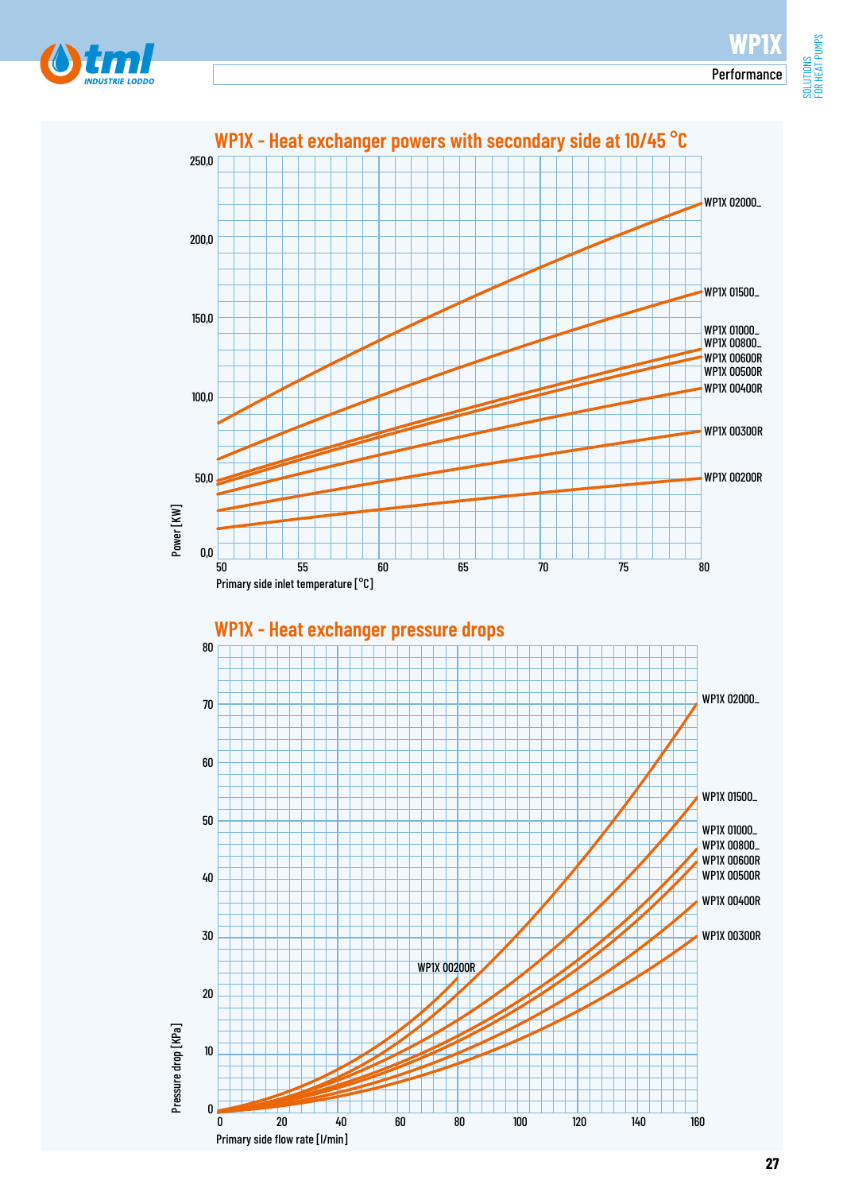## WP1X - Heat exchanger powers with secondary side at 10/45 °C

Power [KW]: 0,0 – 50,0 – 100,0 – 150,0 – 200,0 – 250,0

Primary side inlet temperature [°C]: 50 – 55 – 60 – 65 – 70 – 75 – 80

WP1X 02000_
WP1X 01500_
WP1X 01000_
WP1X 00800_
WP1X 00600R
WP1X 00500R
WP1X 00400R
WP1X 00300R
WP1X 00200R

## WP1X - Heat exchanger pressure drops

Pressure drop [KPa]: 0 – 10 – 20 – 30 – 40 – 50 – 60 – 70 – 80

Primary side flow rate [l/min]: 0 – 20 – 40 – 60 – 80 – 100 – 120 – 140 – 160

WP1X 02000_
WP1X 01500_
WP1X 01000_
WP1X 00800_
WP1X 00600R
WP1X 00500R
WP1X 00400R
WP1X 00300R
WP1X 00200R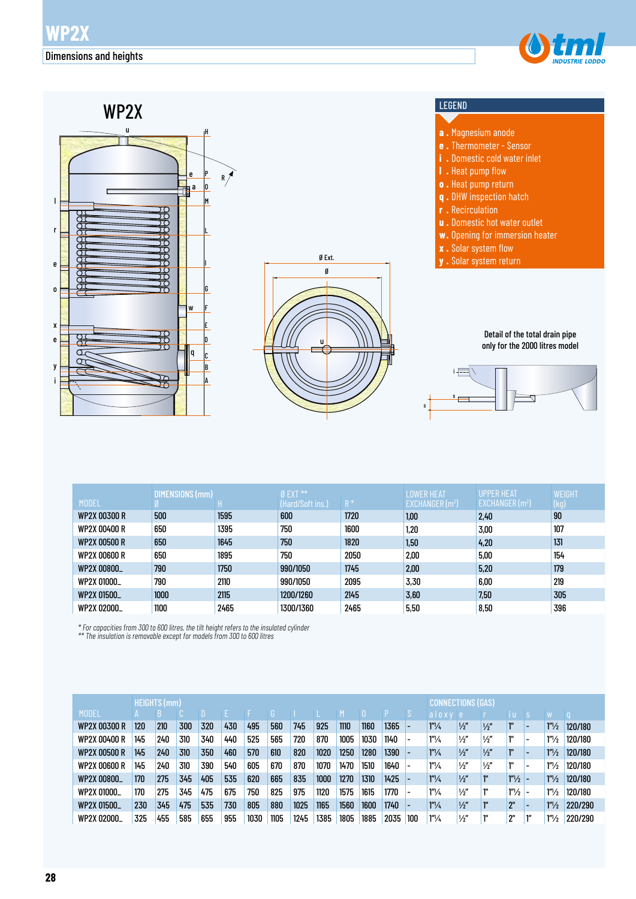# WP2X

Dimensions and heights

## WP2X

### LEGEND

- **a .** Magnesium anode
- **e .** Thermometer - Sensor
- **i .** Domestic cold water inlet
- **l .** Heat pump flow
- **o .** Heat pump return
- **q .** DHW inspection hatch
- **r .** Recirculation
- **u .** Domestic hot water outlet
- **w.** Opening for immersion heater
- **x .** Solar system flow
- **y .** Solar system return

Detail of the total drain pipe only for the 2000 litres model

| MODEL | DIMENSIONS (mm) Ø | H | Ø EXT ** (Hard/Soft ins.) | R * | LOWER HEAT EXCHANGER (m²) | UPPER HEAT EXCHANGER (m²) | WEIGHT (kg) |
|---|---|---|---|---|---|---|---|
| WP2X 00300 R | 500 | 1595 | 600 | 1720 | 1,00 | 2,40 | 90 |
| WP2X 00400 R | 650 | 1395 | 750 | 1600 | 1,20 | 3,00 | 107 |
| WP2X 00500 R | 650 | 1645 | 750 | 1820 | 1,50 | 4,20 | 131 |
| WP2X 00600 R | 650 | 1895 | 750 | 2050 | 2,00 | 5,00 | 154 |
| WP2X 00800_ | 790 | 1750 | 990/1050 | 1745 | 2,00 | 5,20 | 179 |
| WP2X 01000_ | 790 | 2110 | 990/1050 | 2095 | 3,30 | 6,00 | 219 |
| WP2X 01500_ | 1000 | 2115 | 1200/1260 | 2145 | 3,60 | 7,50 | 305 |
| WP2X 02000_ | 1100 | 2465 | 1300/1360 | 2465 | 5,50 | 8,50 | 396 |

*\* For capacities from 300 to 600 litres, the tilt height refers to the insulated cylinder*
*\*\* The insulation is removable except for models from 300 to 600 litres*

| MODEL | HEIGHTS (mm) A | B | C | D | E | F | G | I | L | M | O | P | S | CONNECTIONS (GAS) a l o x y | e | r | i u | s | w | q |
|---|---|---|---|---|---|---|---|---|---|---|---|---|---|---|---|---|---|---|---|---|
| WP2X 00300 R | 120 | 210 | 300 | 320 | 430 | 495 | 560 | 745 | 925 | 1110 | 1160 | 1365 | - | 1"¼ | ½" | ½" | 1" | - | 1"½ | 120/180 |
| WP2X 00400 R | 145 | 240 | 310 | 340 | 440 | 525 | 565 | 720 | 870 | 1005 | 1030 | 1140 | - | 1"¼ | ½" | ½" | 1" | - | 1"½ | 120/180 |
| WP2X 00500 R | 145 | 240 | 310 | 350 | 460 | 570 | 610 | 820 | 1020 | 1250 | 1280 | 1390 | - | 1"¼ | ½" | ½" | 1" | - | 1"½ | 120/180 |
| WP2X 00600 R | 145 | 240 | 310 | 390 | 540 | 605 | 670 | 870 | 1070 | 1470 | 1510 | 1640 | - | 1"¼ | ½" | ½" | 1" | - | 1"½ | 120/180 |
| WP2X 00800_ | 170 | 275 | 345 | 405 | 535 | 620 | 665 | 835 | 1000 | 1270 | 1310 | 1425 | - | 1"¼ | ½" | 1" | 1"½ | - | 1"½ | 120/180 |
| WP2X 01000_ | 170 | 275 | 345 | 475 | 675 | 750 | 825 | 975 | 1120 | 1575 | 1615 | 1770 | - | 1"¼ | ½" | 1" | 1"½ | - | 1"½ | 120/180 |
| WP2X 01500_ | 230 | 345 | 475 | 535 | 730 | 805 | 880 | 1025 | 1165 | 1560 | 1600 | 1740 | - | 1"¼ | ½" | 1" | 2" | - | 1"½ | 220/290 |
| WP2X 02000_ | 325 | 455 | 585 | 655 | 955 | 1030 | 1105 | 1245 | 1385 | 1805 | 1885 | 2035 | 100 | 1"¼ | ½" | 1" | 2" | 1" | 1"½ | 220/290 |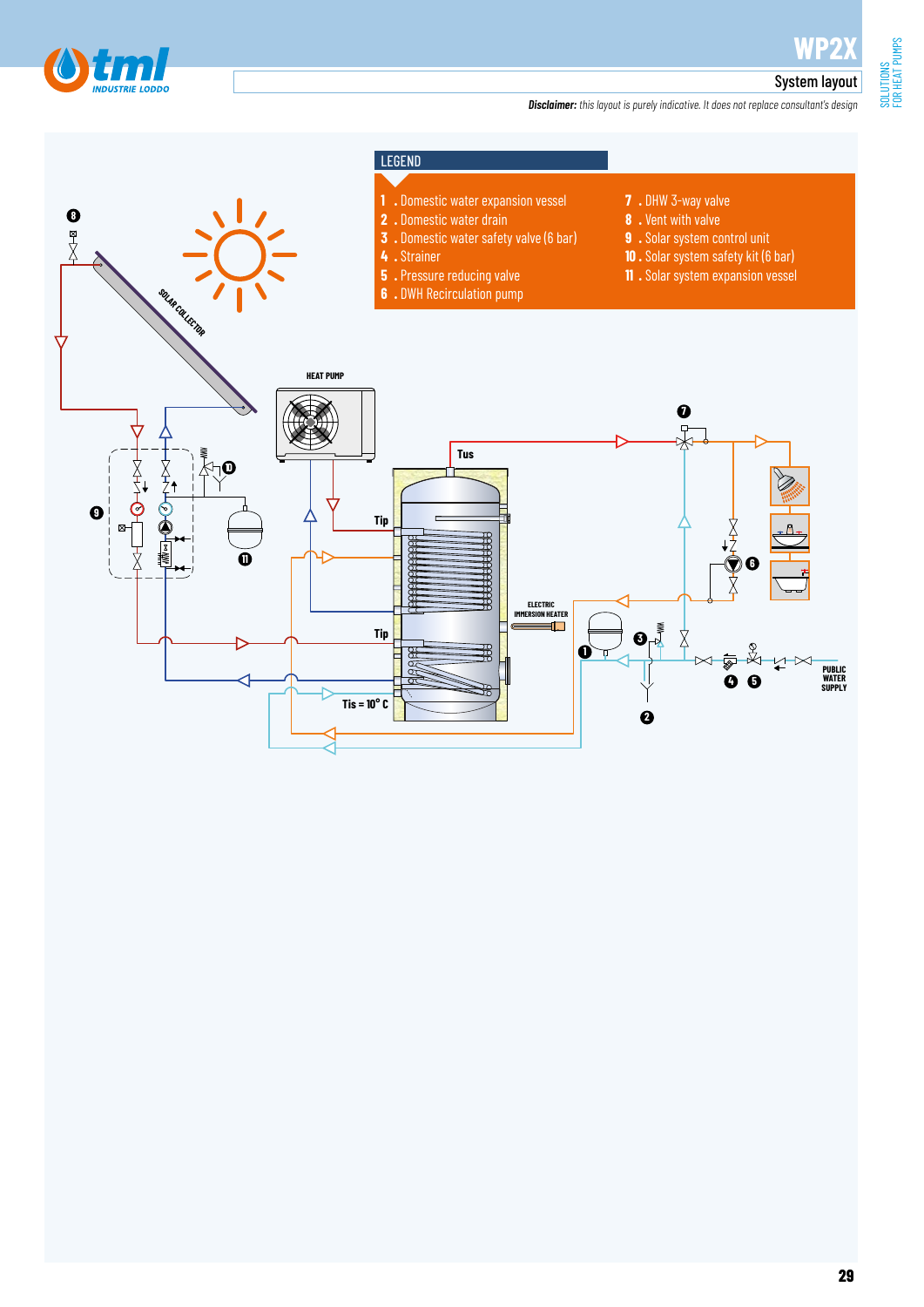# WP2X

## System layout

***Disclaimer:*** *this layout is purely indicative. It does not replace consultant's design*

SOLAR COLLECTOR

HEAT PUMP

Tus

Tip

Tip

Tis = 10° C

ELECTRIC IMMERSION HEATER

PUBLIC WATER SUPPLY

### LEGEND

1 . Domestic water expansion vessel
2 . Domestic water drain
3 . Domestic water safety valve (6 bar)
4 . Strainer
5 . Pressure reducing valve
6 . DWH Recirculation pump
7 . DHW 3-way valve
8 . Vent with valve
9 . Solar system control unit
10 . Solar system safety kit (6 bar)
11 . Solar system expansion vessel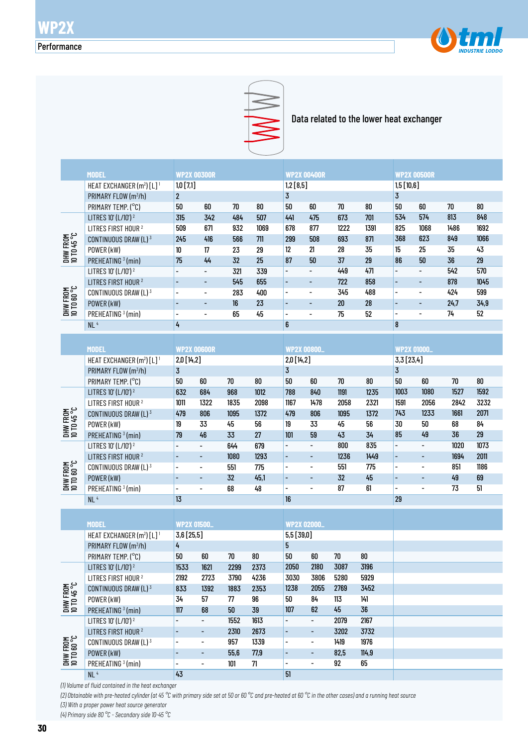# WP2X

Performance

Data related to the lower heat exchanger

| | MODEL | WP2X 00300R | | | | WP2X 00400R | | | | WP2X 00500R | | | |
|---|---|---|---|---|---|---|---|---|---|---|---|---|---|
| | HEAT EXCHANGER ($m^2$) [L] [1] | 1,0 [7,1] | | | | 1,2 [8,5] | | | | 1,5 [10,6] | | | |
| | PRIMARY FLOW ($m^3$/h) | 2 | | | | 3 | | | | 3 | | | |
| | PRIMARY TEMP. (°C) | 50 | 60 | 70 | 80 | 50 | 60 | 70 | 80 | 50 | 60 | 70 | 80 |
| DHW FROM 10 TO 45 °C | LITRES 10' (L/10') [2] | 315 | 342 | 484 | 507 | 441 | 475 | 673 | 701 | 534 | 574 | 813 | 848 |
| | LITRES FIRST HOUR [2] | 509 | 671 | 932 | 1069 | 678 | 877 | 1222 | 1391 | 825 | 1068 | 1486 | 1692 |
| | CONTINUOUS DRAW (L) [3] | 245 | 416 | 566 | 711 | 299 | 508 | 693 | 871 | 368 | 623 | 849 | 1066 |
| | POWER (kW) | 10 | 17 | 23 | 29 | 12 | 21 | 28 | 35 | 15 | 25 | 35 | 43 |
| | PREHEATING [3] (min) | 75 | 44 | 32 | 25 | 87 | 50 | 37 | 29 | 86 | 50 | 36 | 29 |
| DHW FROM 10 TO 60 °C | LITRES 10' (L/10') [2] | - | - | 321 | 339 | - | - | 449 | 471 | - | - | 542 | 570 |
| | LITRES FIRST HOUR [2] | - | - | 545 | 655 | - | - | 722 | 858 | - | - | 878 | 1045 |
| | CONTINUOUS DRAW (L) [3] | - | - | 283 | 400 | - | - | 345 | 488 | - | - | 424 | 599 |
| | POWER (kW) | - | - | 16 | 23 | - | - | 20 | 28 | - | - | 24,7 | 34,9 |
| | PREHEATING [3] (min) | - | - | 65 | 45 | - | - | 75 | 52 | - | - | 74 | 52 |
| | NL [4] | 4 | | | | 6 | | | | 8 | | | |

| | MODEL | WP2X 00600R | | | | WP2X 00800_ | | | | WP2X 01000_ | | | |
|---|---|---|---|---|---|---|---|---|---|---|---|---|---|
| | HEAT EXCHANGER ($m^2$) [L] [1] | 2,0 [14,2] | | | | 2,0 [14,2] | | | | 3,3 [23,4] | | | |
| | PRIMARY FLOW ($m^3$/h) | 3 | | | | 3 | | | | 3 | | | |
| | PRIMARY TEMP. (°C) | 50 | 60 | 70 | 80 | 50 | 60 | 70 | 80 | 50 | 60 | 70 | 80 |
| DHW FROM 10 TO 45 °C | LITRES 10' (L/10') [2] | 632 | 684 | 968 | 1012 | 788 | 840 | 1191 | 1235 | 1003 | 1080 | 1527 | 1592 |
| | LITRES FIRST HOUR [2] | 1011 | 1322 | 1835 | 2098 | 1167 | 1478 | 2058 | 2321 | 1591 | 2056 | 2842 | 3232 |
| | CONTINUOUS DRAW (L) [3] | 479 | 806 | 1095 | 1372 | 479 | 806 | 1095 | 1372 | 743 | 1233 | 1661 | 2071 |
| | POWER (kW) | 19 | 33 | 45 | 56 | 19 | 33 | 45 | 56 | 30 | 50 | 68 | 84 |
| | PREHEATING [3] (min) | 79 | 46 | 33 | 27 | 101 | 59 | 43 | 34 | 85 | 49 | 36 | 29 |
| DHW FROM 10 TO 60 °C | LITRES 10' (L/10') [2] | - | - | 644 | 679 | - | - | 800 | 835 | - | - | 1020 | 1073 |
| | LITRES FIRST HOUR [2] | - | - | 1080 | 1293 | - | - | 1236 | 1449 | - | - | 1694 | 2011 |
| | CONTINUOUS DRAW (L) [3] | - | - | 551 | 775 | - | - | 551 | 775 | - | - | 851 | 1186 |
| | POWER (kW) | - | - | 32 | 45,1 | - | - | 32 | 45 | - | - | 49 | 69 |
| | PREHEATING [3] (min) | - | - | 68 | 48 | - | - | 87 | 61 | - | - | 73 | 51 |
| | NL [4] | 13 | | | | 16 | | | | 29 | | | |

| | MODEL | WP2X 01500_ | | | | WP2X 02000_ | | | |
|---|---|---|---|---|---|---|---|---|---|
| | HEAT EXCHANGER ($m^2$) [L] [1] | 3,6 [25,5] | | | | 5,5 [39,0] | | | |
| | PRIMARY FLOW ($m^3$/h) | 4 | | | | 5 | | | |
| | PRIMARY TEMP. (°C) | 50 | 60 | 70 | 80 | 50 | 60 | 70 | 80 |
| DHW FROM 10 TO 45 °C | LITRES 10' (L/10') [2] | 1533 | 1621 | 2299 | 2373 | 2050 | 2180 | 3087 | 3196 |
| | LITRES FIRST HOUR [2] | 2192 | 2723 | 3790 | 4236 | 3030 | 3806 | 5280 | 5929 |
| | CONTINUOUS DRAW (L) [3] | 833 | 1392 | 1883 | 2353 | 1238 | 2055 | 2769 | 3452 |
| | POWER (kW) | 34 | 57 | 77 | 96 | 50 | 84 | 113 | 141 |
| | PREHEATING [3] (min) | 117 | 68 | 50 | 39 | 107 | 62 | 45 | 36 |
| DHW FROM 10 TO 60 °C | LITRES 10' (L/10') [2] | - | - | 1552 | 1613 | - | - | 2079 | 2167 |
| | LITRES FIRST HOUR [2] | - | - | 2310 | 2673 | - | - | 3202 | 3732 |
| | CONTINUOUS DRAW (L) [3] | - | - | 957 | 1339 | - | - | 1419 | 1976 |
| | POWER (kW) | - | - | 55,6 | 77,9 | - | - | 82,5 | 114,9 |
| | PREHEATING [3] (min) | - | - | 101 | 71 | - | - | 92 | 65 |
| | NL [4] | 43 | | | | 51 | | | |

*(1) Volume of fluid contained in the heat exchanger*

*(2) Obtainable with pre-heated cylinder (at 45 °C with primary side set at 50 or 60 °C and pre-heated at 60 °C in the other cases) and a running heat source*

*(3) With a proper power heat source generator*

*(4) Primary side 80 °C - Secondary side 10-45 °C*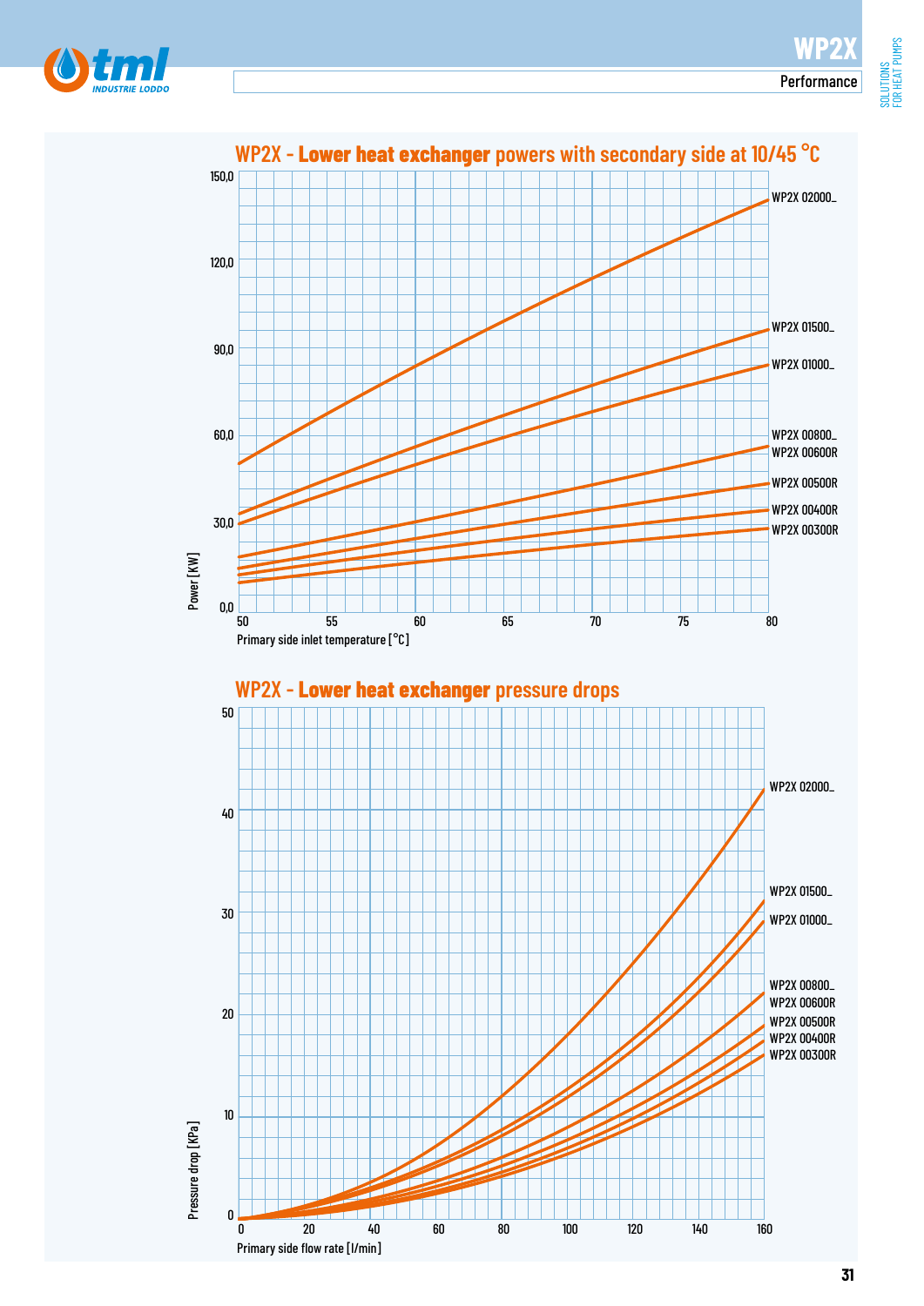## WP2X - **Lower heat exchanger** powers with secondary side at 10/45 °C

Power [KW]: 0,0 – 30,0 – 60,0 – 90,0 – 120,0 – 150,0

Primary side inlet temperature [°C]: 50 – 55 – 60 – 65 – 70 – 75 – 80

WP2X 02000_
WP2X 01500_
WP2X 01000_
WP2X 00800_
WP2X 00600R
WP2X 00500R
WP2X 00400R
WP2X 00300R

## WP2X - **Lower heat exchanger** pressure drops

Pressure drop [KPa]: 0 – 10 – 20 – 30 – 40 – 50

Primary side flow rate [l/min]: 0 – 20 – 40 – 60 – 80 – 100 – 120 – 140 – 160

WP2X 02000_
WP2X 01500_
WP2X 01000_
WP2X 00800_
WP2X 00600R
WP2X 00500R
WP2X 00400R
WP2X 00300R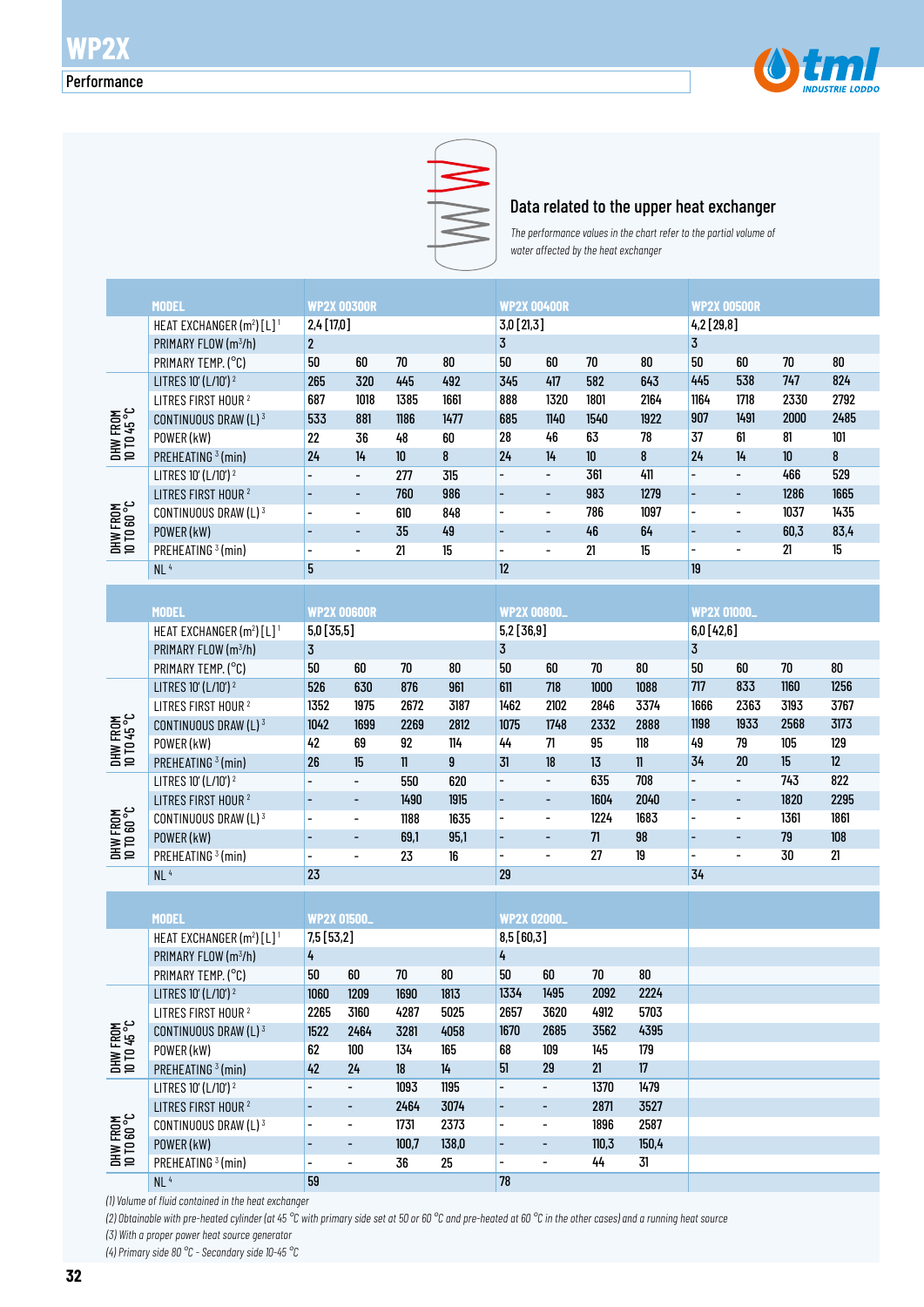# WP2X

## Performance

### Data related to the upper heat exchanger

*The performance values in the chart refer to the partial volume of water affected by the heat exchanger*

| | MODEL | WP2X 00300R | | | | WP2X 00400R | | | | WP2X 00500R | | | |
|---|---|---|---|---|---|---|---|---|---|---|---|---|---|
| | HEAT EXCHANGER (m²) [L] [1] | 2,4 [17,0] | | | | 3,0 [21,3] | | | | 4,2 [29,8] | | | |
| | PRIMARY FLOW (m³/h) | 2 | | | | 3 | | | | 3 | | | |
| | PRIMARY TEMP. (°C) | 50 | 60 | 70 | 80 | 50 | 60 | 70 | 80 | 50 | 60 | 70 | 80 |
| DHW FROM 10 TO 45 °C | LITRES 10' (L/10') [2] | 265 | 320 | 445 | 492 | 345 | 417 | 582 | 643 | 445 | 538 | 747 | 824 |
| | LITRES FIRST HOUR [2] | 687 | 1018 | 1385 | 1661 | 888 | 1320 | 1801 | 2164 | 1164 | 1718 | 2330 | 2792 |
| | CONTINUOUS DRAW (L) [3] | 533 | 881 | 1186 | 1477 | 685 | 1140 | 1540 | 1922 | 907 | 1491 | 2000 | 2485 |
| | POWER (kW) | 22 | 36 | 48 | 60 | 28 | 46 | 63 | 78 | 37 | 61 | 81 | 101 |
| | PREHEATING [3] (min) | 24 | 14 | 10 | 8 | 24 | 14 | 10 | 8 | 24 | 14 | 10 | 8 |
| DHW FROM 10 TO 60 °C | LITRES 10' (L/10') [2] | - | - | 277 | 315 | - | - | 361 | 411 | - | - | 466 | 529 |
| | LITRES FIRST HOUR [2] | - | - | 760 | 986 | - | - | 983 | 1279 | - | - | 1286 | 1665 |
| | CONTINUOUS DRAW (L) [3] | - | - | 610 | 848 | - | - | 786 | 1097 | - | - | 1037 | 1435 |
| | POWER (kW) | - | - | 35 | 49 | - | - | 46 | 64 | - | - | 60,3 | 83,4 |
| | PREHEATING [3] (min) | - | - | 21 | 15 | - | - | 21 | 15 | - | - | 21 | 15 |
| | NL [4] | 5 | | | | 12 | | | | 19 | | | |

| | MODEL | WP2X 00600R | | | | WP2X 00800_ | | | | WP2X 01000_ | | | |
|---|---|---|---|---|---|---|---|---|---|---|---|---|---|
| | HEAT EXCHANGER (m²) [L] [1] | 5,0 [35,5] | | | | 5,2 [36,9] | | | | 6,0 [42,6] | | | |
| | PRIMARY FLOW (m³/h) | 3 | | | | 3 | | | | 3 | | | |
| | PRIMARY TEMP. (°C) | 50 | 60 | 70 | 80 | 50 | 60 | 70 | 80 | 50 | 60 | 70 | 80 |
| DHW FROM 10 TO 45 °C | LITRES 10' (L/10') [2] | 526 | 630 | 876 | 961 | 611 | 718 | 1000 | 1088 | 717 | 833 | 1160 | 1256 |
| | LITRES FIRST HOUR [2] | 1352 | 1975 | 2672 | 3187 | 1462 | 2102 | 2846 | 3374 | 1666 | 2363 | 3193 | 3767 |
| | CONTINUOUS DRAW (L) [3] | 1042 | 1699 | 2269 | 2812 | 1075 | 1748 | 2332 | 2888 | 1198 | 1933 | 2568 | 3173 |
| | POWER (kW) | 42 | 69 | 92 | 114 | 44 | 71 | 95 | 118 | 49 | 79 | 105 | 129 |
| | PREHEATING [3] (min) | 26 | 15 | 11 | 9 | 31 | 18 | 13 | 11 | 34 | 20 | 15 | 12 |
| DHW FROM 10 TO 60 °C | LITRES 10' (L/10') [2] | - | - | 550 | 620 | - | - | 635 | 708 | - | - | 743 | 822 |
| | LITRES FIRST HOUR [2] | - | - | 1490 | 1915 | - | - | 1604 | 2040 | - | - | 1820 | 2295 |
| | CONTINUOUS DRAW (L) [3] | - | - | 1188 | 1635 | - | - | 1224 | 1683 | - | - | 1361 | 1861 |
| | POWER (kW) | - | - | 69,1 | 95,1 | - | - | 71 | 98 | - | - | 79 | 108 |
| | PREHEATING [3] (min) | - | - | 23 | 16 | - | - | 27 | 19 | - | - | 30 | 21 |
| | NL [4] | 23 | | | | 29 | | | | 34 | | | |

| | MODEL | WP2X 01500_ | | | | WP2X 02000_ | | | |
|---|---|---|---|---|---|---|---|---|---|
| | HEAT EXCHANGER (m²) [L] [1] | 7,5 [53,2] | | | | 8,5 [60,3] | | | |
| | PRIMARY FLOW (m³/h) | 4 | | | | 4 | | | |
| | PRIMARY TEMP. (°C) | 50 | 60 | 70 | 80 | 50 | 60 | 70 | 80 |
| DHW FROM 10 TO 45 °C | LITRES 10' (L/10') [2] | 1060 | 1209 | 1690 | 1813 | 1334 | 1495 | 2092 | 2224 |
| | LITRES FIRST HOUR [2] | 2265 | 3160 | 4287 | 5025 | 2657 | 3620 | 4912 | 5703 |
| | CONTINUOUS DRAW (L) [3] | 1522 | 2464 | 3281 | 4058 | 1670 | 2685 | 3562 | 4395 |
| | POWER (kW) | 62 | 100 | 134 | 165 | 68 | 109 | 145 | 179 |
| | PREHEATING [3] (min) | 42 | 24 | 18 | 14 | 51 | 29 | 21 | 17 |
| DHW FROM 10 TO 60 °C | LITRES 10' (L/10') [2] | - | - | 1093 | 1195 | - | - | 1370 | 1479 |
| | LITRES FIRST HOUR [2] | - | - | 2464 | 3074 | - | - | 2871 | 3527 |
| | CONTINUOUS DRAW (L) [3] | - | - | 1731 | 2373 | - | - | 1896 | 2587 |
| | POWER (kW) | - | - | 100,7 | 138,0 | - | - | 110,3 | 150,4 |
| | PREHEATING [3] (min) | - | - | 36 | 25 | - | - | 44 | 31 |
| | NL [4] | 59 | | | | 78 | | | |

*(1) Volume of fluid contained in the heat exchanger*

*(2) Obtainable with pre-heated cylinder (at 45 °C with primary side set at 50 or 60 °C and pre-heated at 60 °C in the other cases) and a running heat source*

*(3) With a proper power heat source generator*

*(4) Primary side 80 °C - Secondary side 10-45 °C*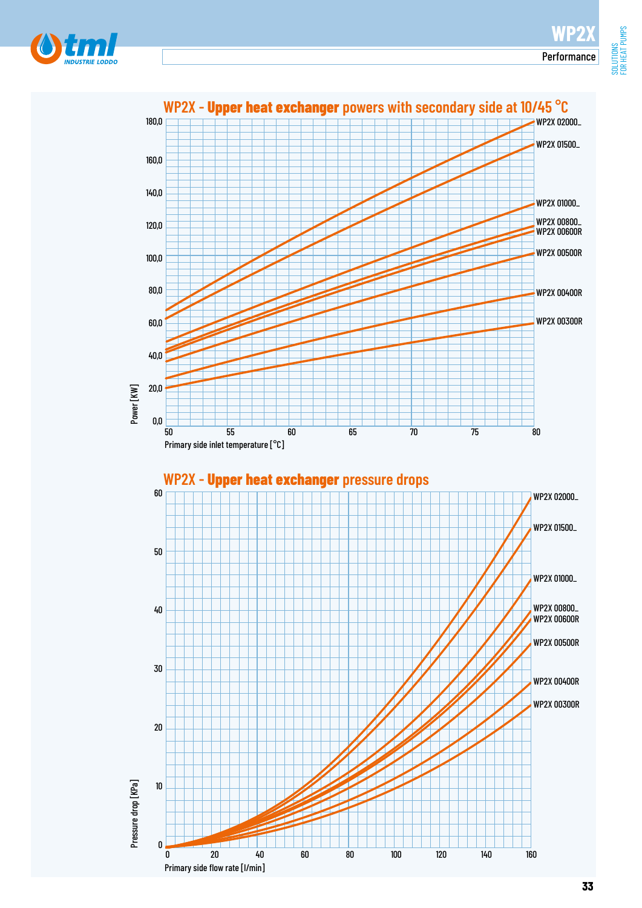## WP2X - **Upper heat exchanger** powers with secondary side at 10/45 °C

Power [KW]

180,0
160,0
140,0
120,0
100,0
80,0
60,0
40,0
20,0
0,0

50
55
60
65
70
75
80

Primary side inlet temperature [°C]

WP2X 02000_
WP2X 01500_
WP2X 01000_
WP2X 00800_
WP2X 00600R
WP2X 00500R
WP2X 00400R
WP2X 00300R

## WP2X - **Upper heat exchanger** pressure drops

Pressure drop [KPa]

60
50
40
30
20
10
0

0
20
40
60
80
100
120
140
160

Primary side flow rate [l/min]

WP2X 02000_
WP2X 01500_
WP2X 01000_
WP2X 00800_
WP2X 00600R
WP2X 00500R
WP2X 00400R
WP2X 00300R